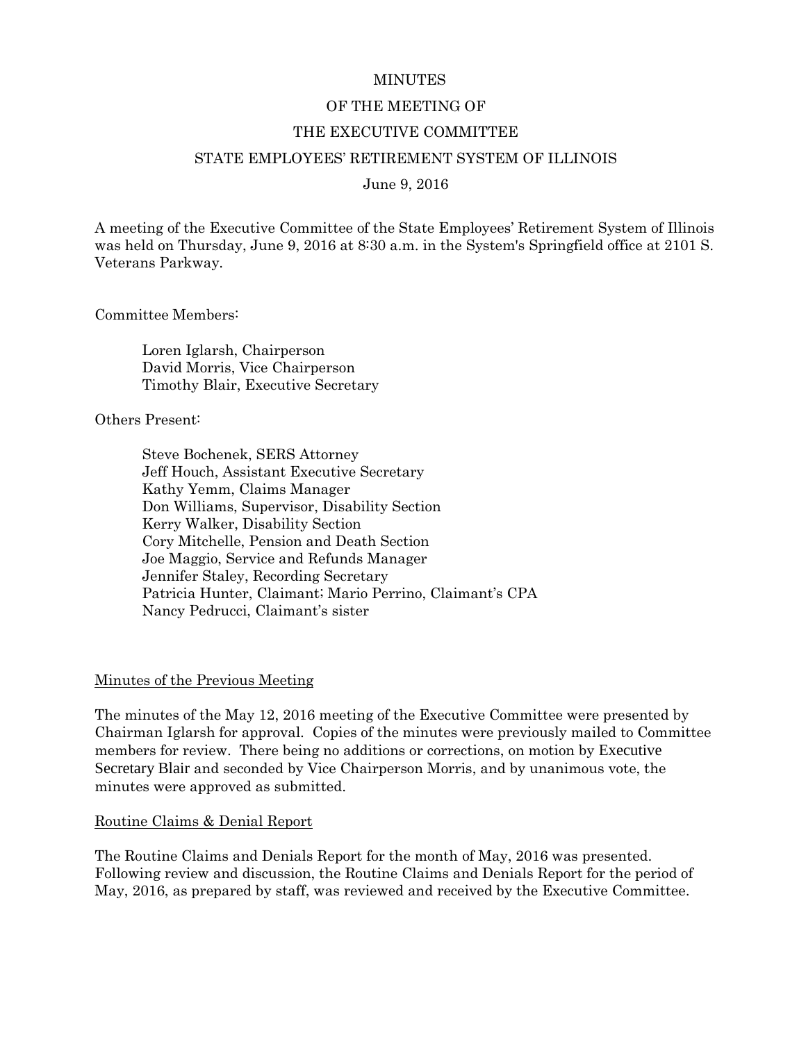# MINUTES

# OF THE MEETING OF

# THE EXECUTIVE COMMITTEE

# STATE EMPLOYEES' RETIREMENT SYSTEM OF ILLINOIS

June 9, 2016

A meeting of the Executive Committee of the State Employees' Retirement System of Illinois was held on Thursday, June 9, 2016 at 8:30 a.m. in the System's Springfield office at 2101 S. Veterans Parkway.

Committee Members:

Loren Iglarsh, Chairperson
David Morris, Vice Chairperson
Timothy Blair, Executive Secretary

Others Present:

Steve Bochenek, SERS Attorney
Jeff Houch, Assistant Executive Secretary
Kathy Yemm, Claims Manager
Don Williams, Supervisor, Disability Section
Kerry Walker, Disability Section
Cory Mitchelle, Pension and Death Section
Joe Maggio, Service and Refunds Manager
Jennifer Staley, Recording Secretary
Patricia Hunter, Claimant; Mario Perrino, Claimant's CPA
Nancy Pedrucci, Claimant's sister

## Minutes of the Previous Meeting

The minutes of the May 12, 2016 meeting of the Executive Committee were presented by Chairman Iglarsh for approval. Copies of the minutes were previously mailed to Committee members for review. There being no additions or corrections, on motion by Executive Secretary Blair and seconded by Vice Chairperson Morris, and by unanimous vote, the minutes were approved as submitted.

## Routine Claims & Denial Report

The Routine Claims and Denials Report for the month of May, 2016 was presented. Following review and discussion, the Routine Claims and Denials Report for the period of May, 2016, as prepared by staff, was reviewed and received by the Executive Committee.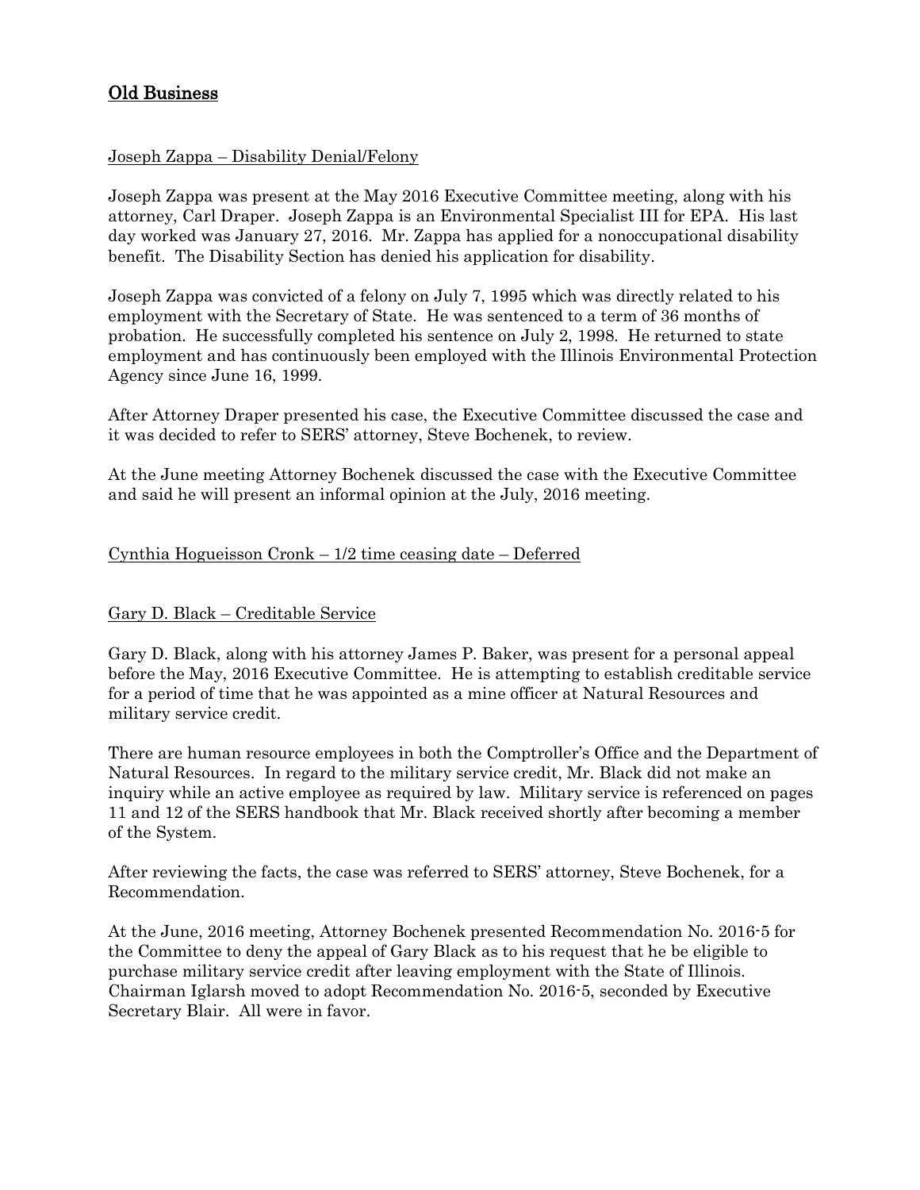## Old Business

Joseph Zappa – Disability Denial/Felony

Joseph Zappa was present at the May 2016 Executive Committee meeting, along with his attorney, Carl Draper. Joseph Zappa is an Environmental Specialist III for EPA. His last day worked was January 27, 2016. Mr. Zappa has applied for a nonoccupational disability benefit. The Disability Section has denied his application for disability.

Joseph Zappa was convicted of a felony on July 7, 1995 which was directly related to his employment with the Secretary of State. He was sentenced to a term of 36 months of probation. He successfully completed his sentence on July 2, 1998. He returned to state employment and has continuously been employed with the Illinois Environmental Protection Agency since June 16, 1999.

After Attorney Draper presented his case, the Executive Committee discussed the case and it was decided to refer to SERS' attorney, Steve Bochenek, to review.

At the June meeting Attorney Bochenek discussed the case with the Executive Committee and said he will present an informal opinion at the July, 2016 meeting.

Cynthia Hogueisson Cronk – 1/2 time ceasing date – Deferred

Gary D. Black – Creditable Service

Gary D. Black, along with his attorney James P. Baker, was present for a personal appeal before the May, 2016 Executive Committee. He is attempting to establish creditable service for a period of time that he was appointed as a mine officer at Natural Resources and military service credit.

There are human resource employees in both the Comptroller's Office and the Department of Natural Resources. In regard to the military service credit, Mr. Black did not make an inquiry while an active employee as required by law. Military service is referenced on pages 11 and 12 of the SERS handbook that Mr. Black received shortly after becoming a member of the System.

After reviewing the facts, the case was referred to SERS' attorney, Steve Bochenek, for a Recommendation.

At the June, 2016 meeting, Attorney Bochenek presented Recommendation No. 2016-5 for the Committee to deny the appeal of Gary Black as to his request that he be eligible to purchase military service credit after leaving employment with the State of Illinois. Chairman Iglarsh moved to adopt Recommendation No. 2016-5, seconded by Executive Secretary Blair. All were in favor.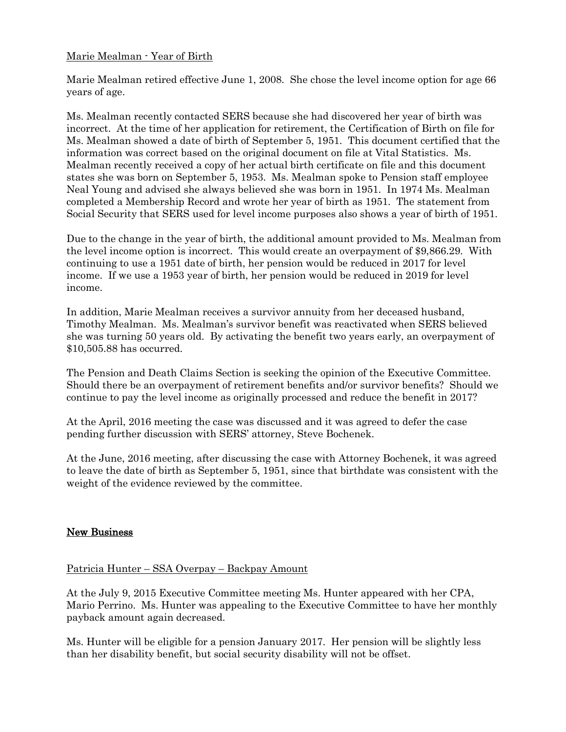Marie Mealman - Year of Birth

Marie Mealman retired effective June 1, 2008. She chose the level income option for age 66 years of age.

Ms. Mealman recently contacted SERS because she had discovered her year of birth was incorrect. At the time of her application for retirement, the Certification of Birth on file for Ms. Mealman showed a date of birth of September 5, 1951. This document certified that the information was correct based on the original document on file at Vital Statistics. Ms. Mealman recently received a copy of her actual birth certificate on file and this document states she was born on September 5, 1953. Ms. Mealman spoke to Pension staff employee Neal Young and advised she always believed she was born in 1951. In 1974 Ms. Mealman completed a Membership Record and wrote her year of birth as 1951. The statement from Social Security that SERS used for level income purposes also shows a year of birth of 1951.

Due to the change in the year of birth, the additional amount provided to Ms. Mealman from the level income option is incorrect. This would create an overpayment of $9,866.29. With continuing to use a 1951 date of birth, her pension would be reduced in 2017 for level income. If we use a 1953 year of birth, her pension would be reduced in 2019 for level income.

In addition, Marie Mealman receives a survivor annuity from her deceased husband, Timothy Mealman. Ms. Mealman's survivor benefit was reactivated when SERS believed she was turning 50 years old. By activating the benefit two years early, an overpayment of $10,505.88 has occurred.

The Pension and Death Claims Section is seeking the opinion of the Executive Committee. Should there be an overpayment of retirement benefits and/or survivor benefits? Should we continue to pay the level income as originally processed and reduce the benefit in 2017?

At the April, 2016 meeting the case was discussed and it was agreed to defer the case pending further discussion with SERS' attorney, Steve Bochenek.

At the June, 2016 meeting, after discussing the case with Attorney Bochenek, it was agreed to leave the date of birth as September 5, 1951, since that birthdate was consistent with the weight of the evidence reviewed by the committee.

## New Business

Patricia Hunter – SSA Overpay – Backpay Amount

At the July 9, 2015 Executive Committee meeting Ms. Hunter appeared with her CPA, Mario Perrino. Ms. Hunter was appealing to the Executive Committee to have her monthly payback amount again decreased.

Ms. Hunter will be eligible for a pension January 2017. Her pension will be slightly less than her disability benefit, but social security disability will not be offset.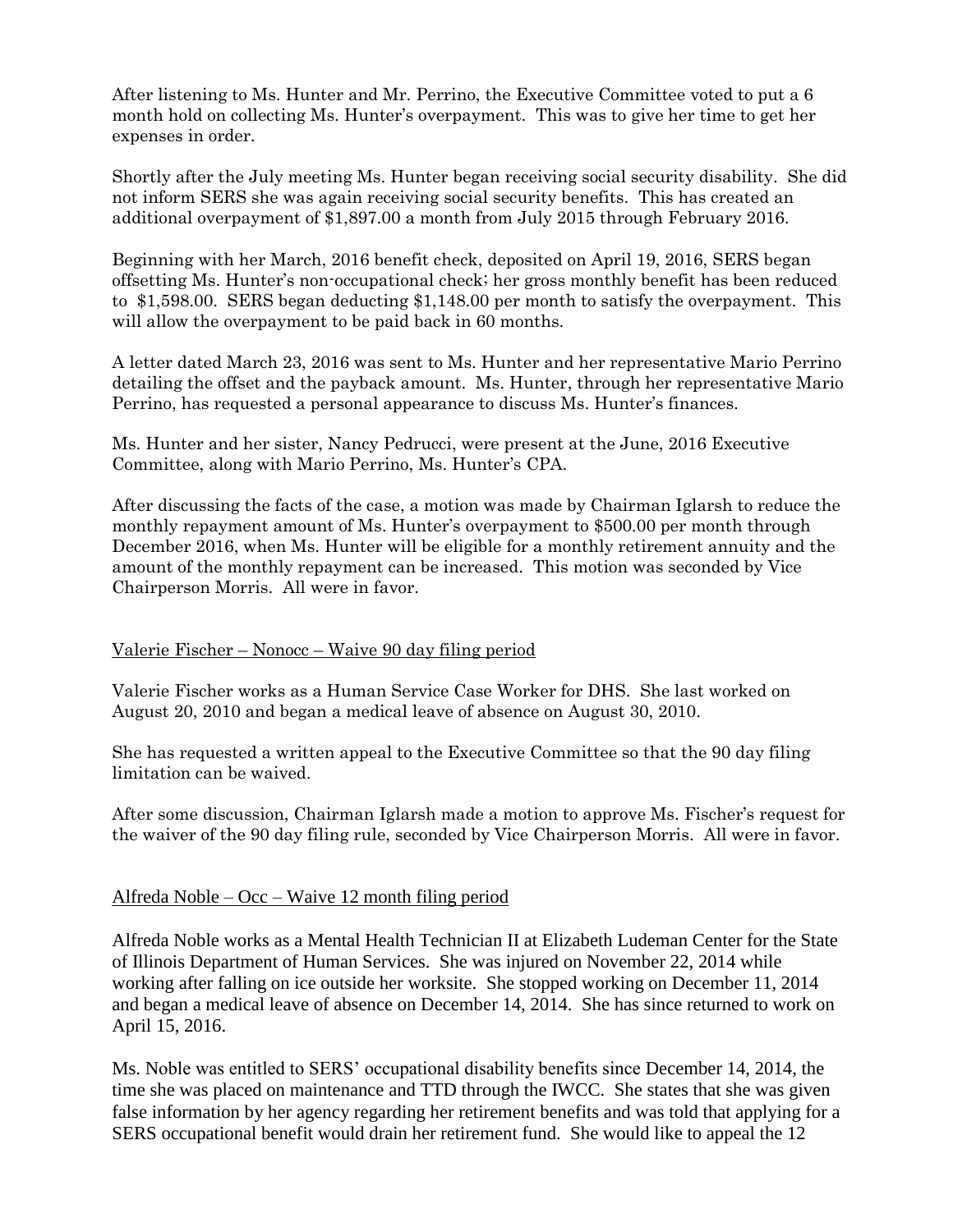After listening to Ms. Hunter and Mr. Perrino, the Executive Committee voted to put a 6 month hold on collecting Ms. Hunter's overpayment. This was to give her time to get her expenses in order.

Shortly after the July meeting Ms. Hunter began receiving social security disability. She did not inform SERS she was again receiving social security benefits. This has created an additional overpayment of $1,897.00 a month from July 2015 through February 2016.

Beginning with her March, 2016 benefit check, deposited on April 19, 2016, SERS began offsetting Ms. Hunter's non-occupational check; her gross monthly benefit has been reduced to $1,598.00. SERS began deducting $1,148.00 per month to satisfy the overpayment. This will allow the overpayment to be paid back in 60 months.

A letter dated March 23, 2016 was sent to Ms. Hunter and her representative Mario Perrino detailing the offset and the payback amount. Ms. Hunter, through her representative Mario Perrino, has requested a personal appearance to discuss Ms. Hunter's finances.

Ms. Hunter and her sister, Nancy Pedrucci, were present at the June, 2016 Executive Committee, along with Mario Perrino, Ms. Hunter's CPA.

After discussing the facts of the case, a motion was made by Chairman Iglarsh to reduce the monthly repayment amount of Ms. Hunter's overpayment to $500.00 per month through December 2016, when Ms. Hunter will be eligible for a monthly retirement annuity and the amount of the monthly repayment can be increased. This motion was seconded by Vice Chairperson Morris. All were in favor.

<u>Valerie Fischer – Nonocc – Waive 90 day filing period</u>

Valerie Fischer works as a Human Service Case Worker for DHS. She last worked on August 20, 2010 and began a medical leave of absence on August 30, 2010.

She has requested a written appeal to the Executive Committee so that the 90 day filing limitation can be waived.

After some discussion, Chairman Iglarsh made a motion to approve Ms. Fischer's request for the waiver of the 90 day filing rule, seconded by Vice Chairperson Morris. All were in favor.

<u>Alfreda Noble – Occ – Waive 12 month filing period</u>

Alfreda Noble works as a Mental Health Technician II at Elizabeth Ludeman Center for the State of Illinois Department of Human Services. She was injured on November 22, 2014 while working after falling on ice outside her worksite. She stopped working on December 11, 2014 and began a medical leave of absence on December 14, 2014. She has since returned to work on April 15, 2016.

Ms. Noble was entitled to SERS' occupational disability benefits since December 14, 2014, the time she was placed on maintenance and TTD through the IWCC. She states that she was given false information by her agency regarding her retirement benefits and was told that applying for a SERS occupational benefit would drain her retirement fund. She would like to appeal the 12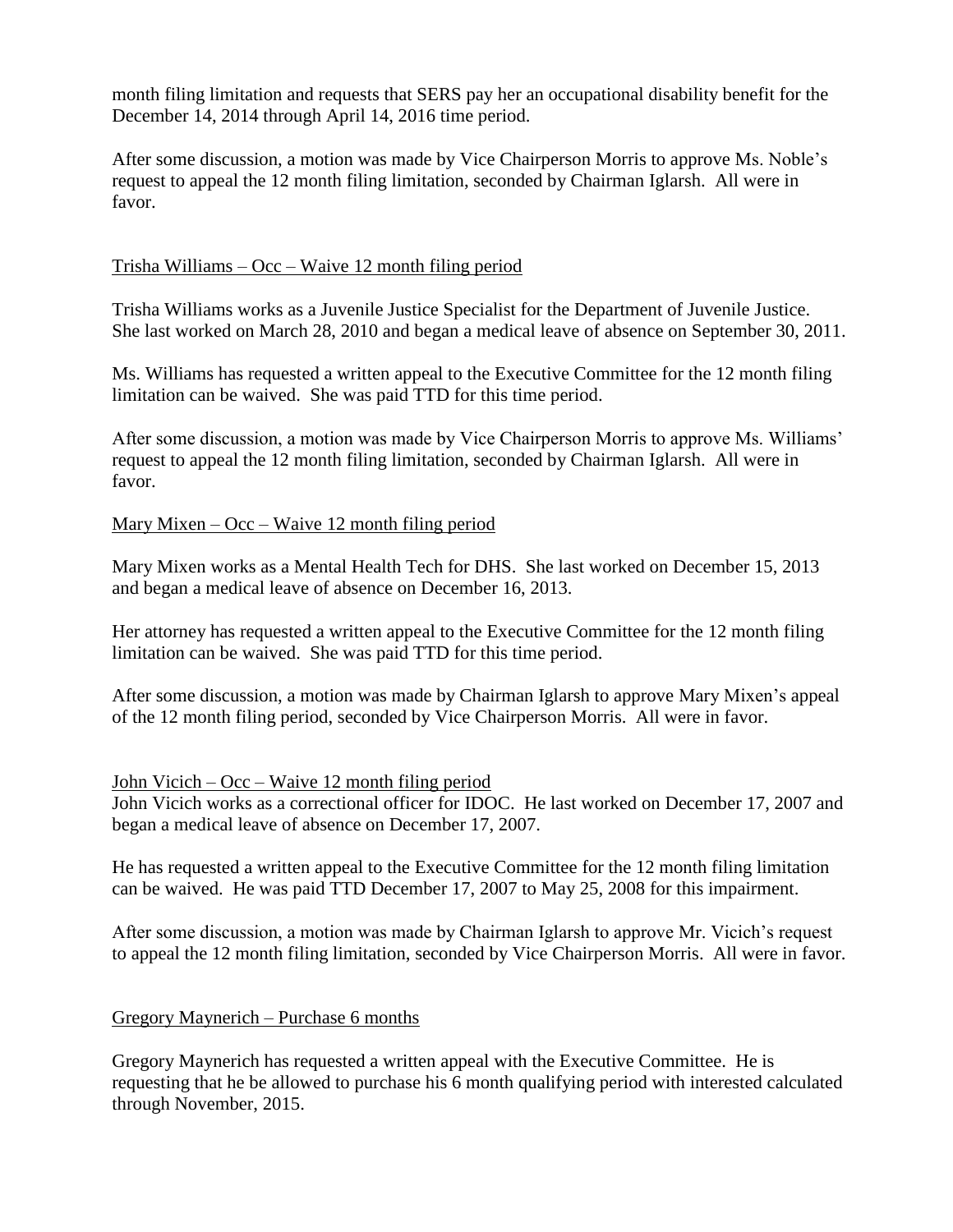month filing limitation and requests that SERS pay her an occupational disability benefit for the December 14, 2014 through April 14, 2016 time period.

After some discussion, a motion was made by Vice Chairperson Morris to approve Ms. Noble's request to appeal the 12 month filing limitation, seconded by Chairman Iglarsh. All were in favor.

<u>Trisha Williams – Occ – Waive 12 month filing period</u>

Trisha Williams works as a Juvenile Justice Specialist for the Department of Juvenile Justice. She last worked on March 28, 2010 and began a medical leave of absence on September 30, 2011.

Ms. Williams has requested a written appeal to the Executive Committee for the 12 month filing limitation can be waived. She was paid TTD for this time period.

After some discussion, a motion was made by Vice Chairperson Morris to approve Ms. Williams' request to appeal the 12 month filing limitation, seconded by Chairman Iglarsh. All were in favor.

<u>Mary Mixen – Occ – Waive 12 month filing period</u>

Mary Mixen works as a Mental Health Tech for DHS. She last worked on December 15, 2013 and began a medical leave of absence on December 16, 2013.

Her attorney has requested a written appeal to the Executive Committee for the 12 month filing limitation can be waived. She was paid TTD for this time period.

After some discussion, a motion was made by Chairman Iglarsh to approve Mary Mixen's appeal of the 12 month filing period, seconded by Vice Chairperson Morris. All were in favor.

<u>John Vicich – Occ – Waive 12 month filing period</u>

John Vicich works as a correctional officer for IDOC. He last worked on December 17, 2007 and began a medical leave of absence on December 17, 2007.

He has requested a written appeal to the Executive Committee for the 12 month filing limitation can be waived. He was paid TTD December 17, 2007 to May 25, 2008 for this impairment.

After some discussion, a motion was made by Chairman Iglarsh to approve Mr. Vicich's request to appeal the 12 month filing limitation, seconded by Vice Chairperson Morris. All were in favor.

<u>Gregory Maynerich – Purchase 6 months</u>

Gregory Maynerich has requested a written appeal with the Executive Committee. He is requesting that he be allowed to purchase his 6 month qualifying period with interested calculated through November, 2015.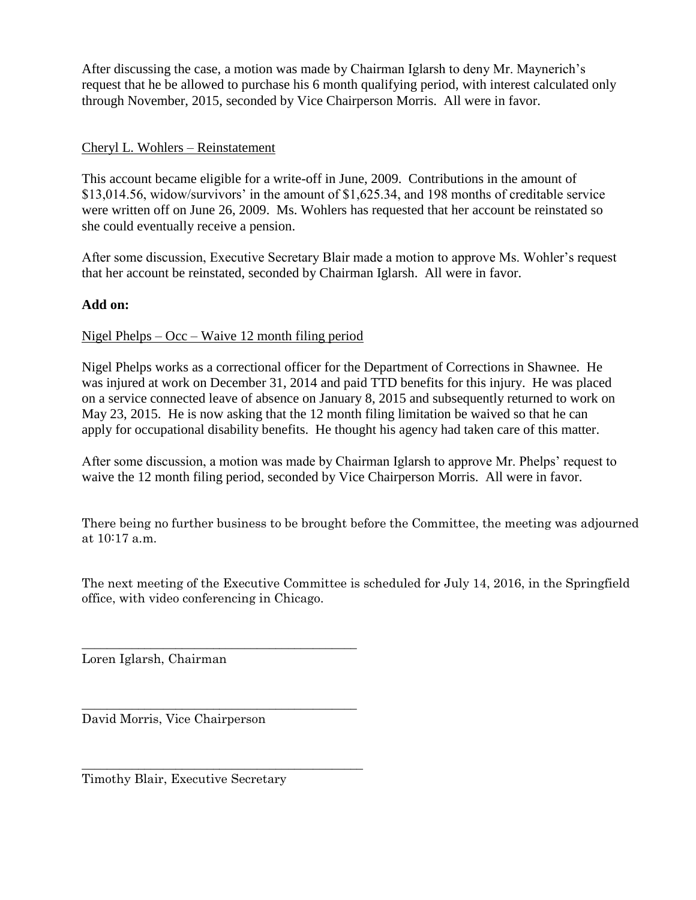After discussing the case, a motion was made by Chairman Iglarsh to deny Mr. Maynerich's request that he be allowed to purchase his 6 month qualifying period, with interest calculated only through November, 2015, seconded by Vice Chairperson Morris. All were in favor.

<u>Cheryl L. Wohlers – Reinstatement</u>

This account became eligible for a write-off in June, 2009. Contributions in the amount of $13,014.56, widow/survivors' in the amount of $1,625.34, and 198 months of creditable service were written off on June 26, 2009. Ms. Wohlers has requested that her account be reinstated so she could eventually receive a pension.

After some discussion, Executive Secretary Blair made a motion to approve Ms. Wohler's request that her account be reinstated, seconded by Chairman Iglarsh. All were in favor.

**Add on:**

<u>Nigel Phelps – Occ – Waive 12 month filing period</u>

Nigel Phelps works as a correctional officer for the Department of Corrections in Shawnee. He was injured at work on December 31, 2014 and paid TTD benefits for this injury. He was placed on a service connected leave of absence on January 8, 2015 and subsequently returned to work on May 23, 2015. He is now asking that the 12 month filing limitation be waived so that he can apply for occupational disability benefits. He thought his agency had taken care of this matter.

After some discussion, a motion was made by Chairman Iglarsh to approve Mr. Phelps' request to waive the 12 month filing period, seconded by Vice Chairperson Morris. All were in favor.

There being no further business to be brought before the Committee, the meeting was adjourned at 10:17 a.m.

The next meeting of the Executive Committee is scheduled for July 14, 2016, in the Springfield office, with video conferencing in Chicago.

\_\_\_\_\_\_\_\_\_\_\_\_\_\_\_\_\_\_\_\_\_\_\_\_\_\_\_\_\_\_\_\_\_\_\_\_\_\_\_\_\_\_\_\_

Loren Iglarsh, Chairman

\_\_\_\_\_\_\_\_\_\_\_\_\_\_\_\_\_\_\_\_\_\_\_\_\_\_\_\_\_\_\_\_\_\_\_\_\_\_\_\_\_\_\_\_

David Morris, Vice Chairperson

\_\_\_\_\_\_\_\_\_\_\_\_\_\_\_\_\_\_\_\_\_\_\_\_\_\_\_\_\_\_\_\_\_\_\_\_\_\_\_\_\_\_\_\_

Timothy Blair, Executive Secretary